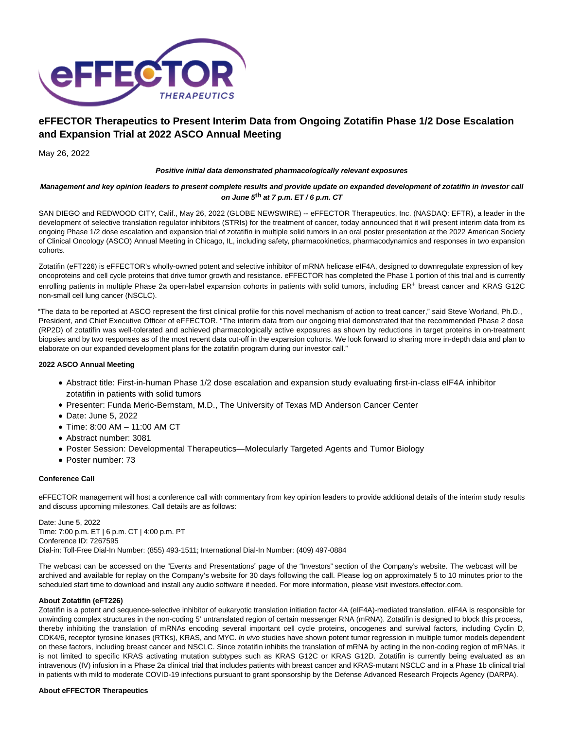# eFFECTOR Therapeutics to Present Interim Data from Ongoing Zotatifin Phase 1/2 Dose Escalation and Expansion Trial at 2022 ASCO Annual Meeting

May 26, 2022

***Positive initial data demonstrated pharmacologically relevant exposures***

***Management and key opinion leaders to present complete results and provide update on expanded development of zotatifin in investor call on June 5th at 7 p.m. ET / 6 p.m. CT***

SAN DIEGO and REDWOOD CITY, Calif., May 26, 2022 (GLOBE NEWSWIRE) -- eFFECTOR Therapeutics, Inc. (NASDAQ: EFTR), a leader in the development of selective translation regulator inhibitors (STRIs) for the treatment of cancer, today announced that it will present interim data from its ongoing Phase 1/2 dose escalation and expansion trial of zotatifin in multiple solid tumors in an oral poster presentation at the 2022 American Society of Clinical Oncology (ASCO) Annual Meeting in Chicago, IL, including safety, pharmacokinetics, pharmacodynamics and responses in two expansion cohorts.

Zotatifin (eFT226) is eFFECTOR's wholly-owned potent and selective inhibitor of mRNA helicase eIF4A, designed to downregulate expression of key oncoproteins and cell cycle proteins that drive tumor growth and resistance. eFFECTOR has completed the Phase 1 portion of this trial and is currently enrolling patients in multiple Phase 2a open-label expansion cohorts in patients with solid tumors, including $ER^+$ breast cancer and KRAS G12C non-small cell lung cancer (NSCLC).

"The data to be reported at ASCO represent the first clinical profile for this novel mechanism of action to treat cancer," said Steve Worland, Ph.D., President, and Chief Executive Officer of eFFECTOR. "The interim data from our ongoing trial demonstrated that the recommended Phase 2 dose (RP2D) of zotatifin was well-tolerated and achieved pharmacologically active exposures as shown by reductions in target proteins in on-treatment biopsies and by two responses as of the most recent data cut-off in the expansion cohorts. We look forward to sharing more in-depth data and plan to elaborate on our expanded development plans for the zotatifin program during our investor call."

**2022 ASCO Annual Meeting**

- Abstract title: First-in-human Phase 1/2 dose escalation and expansion study evaluating first-in-class eIF4A inhibitor zotatifin in patients with solid tumors
- Presenter: Funda Meric-Bernstam, M.D., The University of Texas MD Anderson Cancer Center
- Date: June 5, 2022
- Time: 8:00 AM – 11:00 AM CT
- Abstract number: 3081
- Poster Session: Developmental Therapeutics—Molecularly Targeted Agents and Tumor Biology
- Poster number: 73

**Conference Call**

eFFECTOR management will host a conference call with commentary from key opinion leaders to provide additional details of the interim study results and discuss upcoming milestones. Call details are as follows:

Date: June 5, 2022
Time: 7:00 p.m. ET | 6 p.m. CT | 4:00 p.m. PT
Conference ID: 7267595
Dial-in: Toll-Free Dial-In Number: (855) 493-1511; International Dial-In Number: (409) 497-0884

The webcast can be accessed on the "Events and Presentations" page of the "Investors" section of the Company's website. The webcast will be archived and available for replay on the Company's website for 30 days following the call. Please log on approximately 5 to 10 minutes prior to the scheduled start time to download and install any audio software if needed. For more information, please visit investors.effector.com.

**About Zotatifin (eFT226)**

Zotatifin is a potent and sequence-selective inhibitor of eukaryotic translation initiation factor 4A (eIF4A)-mediated translation. eIF4A is responsible for unwinding complex structures in the non-coding 5' untranslated region of certain messenger RNA (mRNA). Zotatifin is designed to block this process, thereby inhibiting the translation of mRNAs encoding several important cell cycle proteins, oncogenes and survival factors, including Cyclin D, CDK4/6, receptor tyrosine kinases (RTKs), KRAS, and MYC. *In vivo* studies have shown potent tumor regression in multiple tumor models dependent on these factors, including breast cancer and NSCLC. Since zotatifin inhibits the translation of mRNA by acting in the non-coding region of mRNAs, it is not limited to specific KRAS activating mutation subtypes such as KRAS G12C or KRAS G12D. Zotatifin is currently being evaluated as an intravenous (IV) infusion in a Phase 2a clinical trial that includes patients with breast cancer and KRAS-mutant NSCLC and in a Phase 1b clinical trial in patients with mild to moderate COVID-19 infections pursuant to grant sponsorship by the Defense Advanced Research Projects Agency (DARPA).

**About eFFECTOR Therapeutics**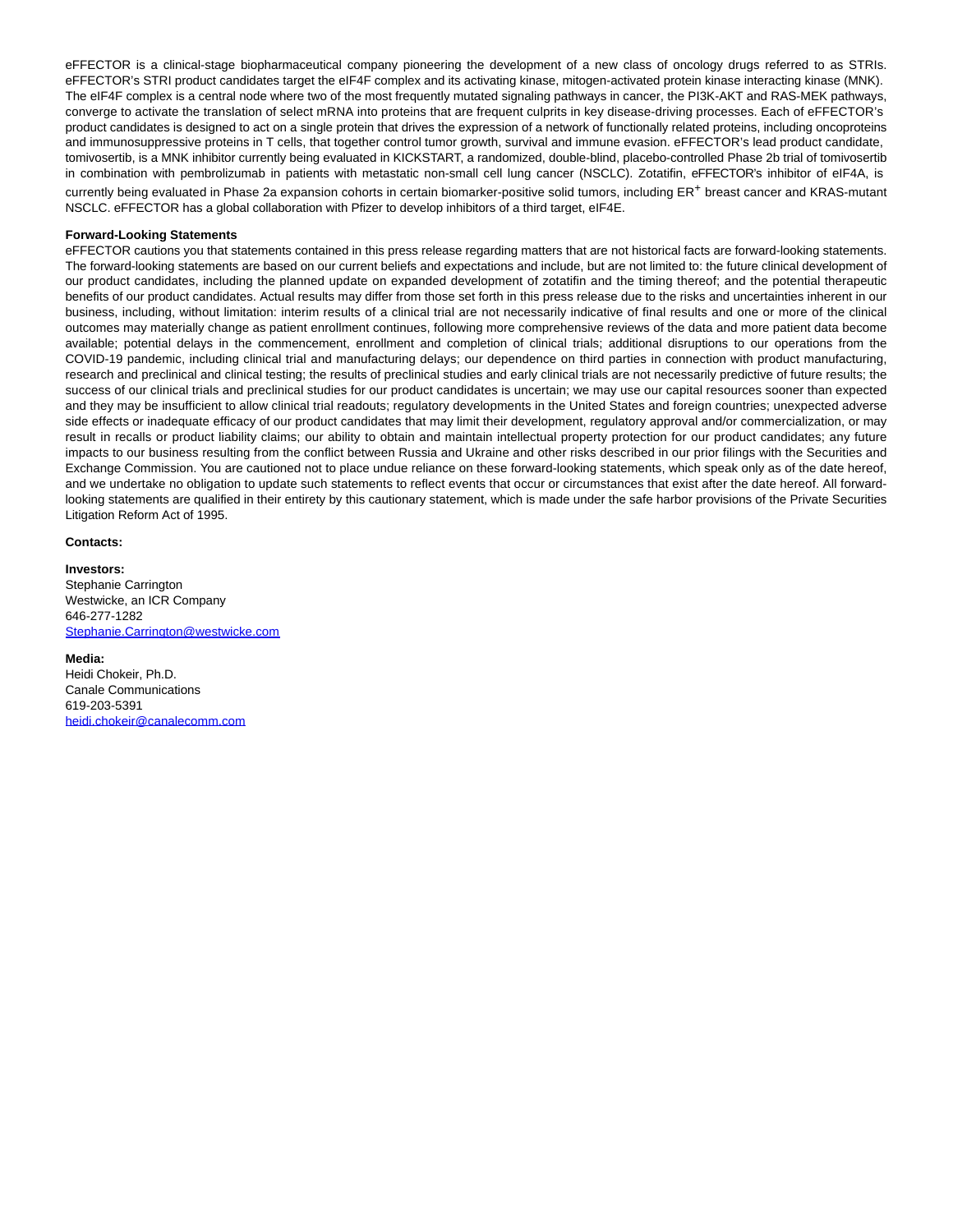eFFECTOR is a clinical-stage biopharmaceutical company pioneering the development of a new class of oncology drugs referred to as STRIs. eFFECTOR's STRI product candidates target the eIF4F complex and its activating kinase, mitogen-activated protein kinase interacting kinase (MNK). The eIF4F complex is a central node where two of the most frequently mutated signaling pathways in cancer, the PI3K-AKT and RAS-MEK pathways, converge to activate the translation of select mRNA into proteins that are frequent culprits in key disease-driving processes. Each of eFFECTOR's product candidates is designed to act on a single protein that drives the expression of a network of functionally related proteins, including oncoproteins and immunosuppressive proteins in T cells, that together control tumor growth, survival and immune evasion. eFFECTOR's lead product candidate, tomivosertib, is a MNK inhibitor currently being evaluated in KICKSTART, a randomized, double-blind, placebo-controlled Phase 2b trial of tomivosertib in combination with pembrolizumab in patients with metastatic non-small cell lung cancer (NSCLC). Zotatifin, eFFECTOR's inhibitor of eIF4A, is currently being evaluated in Phase 2a expansion cohorts in certain biomarker-positive solid tumors, including $ER^+$ breast cancer and KRAS-mutant NSCLC. eFFECTOR has a global collaboration with Pfizer to develop inhibitors of a third target, eIF4E.

**Forward-Looking Statements**

eFFECTOR cautions you that statements contained in this press release regarding matters that are not historical facts are forward-looking statements. The forward-looking statements are based on our current beliefs and expectations and include, but are not limited to: the future clinical development of our product candidates, including the planned update on expanded development of zotatifin and the timing thereof; and the potential therapeutic benefits of our product candidates. Actual results may differ from those set forth in this press release due to the risks and uncertainties inherent in our business, including, without limitation: interim results of a clinical trial are not necessarily indicative of final results and one or more of the clinical outcomes may materially change as patient enrollment continues, following more comprehensive reviews of the data and more patient data become available; potential delays in the commencement, enrollment and completion of clinical trials; additional disruptions to our operations from the COVID-19 pandemic, including clinical trial and manufacturing delays; our dependence on third parties in connection with product manufacturing, research and preclinical and clinical testing; the results of preclinical studies and early clinical trials are not necessarily predictive of future results; the success of our clinical trials and preclinical studies for our product candidates is uncertain; we may use our capital resources sooner than expected and they may be insufficient to allow clinical trial readouts; regulatory developments in the United States and foreign countries; unexpected adverse side effects or inadequate efficacy of our product candidates that may limit their development, regulatory approval and/or commercialization, or may result in recalls or product liability claims; our ability to obtain and maintain intellectual property protection for our product candidates; any future impacts to our business resulting from the conflict between Russia and Ukraine and other risks described in our prior filings with the Securities and Exchange Commission. You are cautioned not to place undue reliance on these forward-looking statements, which speak only as of the date hereof, and we undertake no obligation to update such statements to reflect events that occur or circumstances that exist after the date hereof. All forward-looking statements are qualified in their entirety by this cautionary statement, which is made under the safe harbor provisions of the Private Securities Litigation Reform Act of 1995.

**Contacts:**

**Investors:**
Stephanie Carrington
Westwicke, an ICR Company
646-277-1282
Stephanie.Carrington@westwicke.com

**Media:**
Heidi Chokeir, Ph.D.
Canale Communications
619-203-5391
heidi.chokeir@canalecomm.com